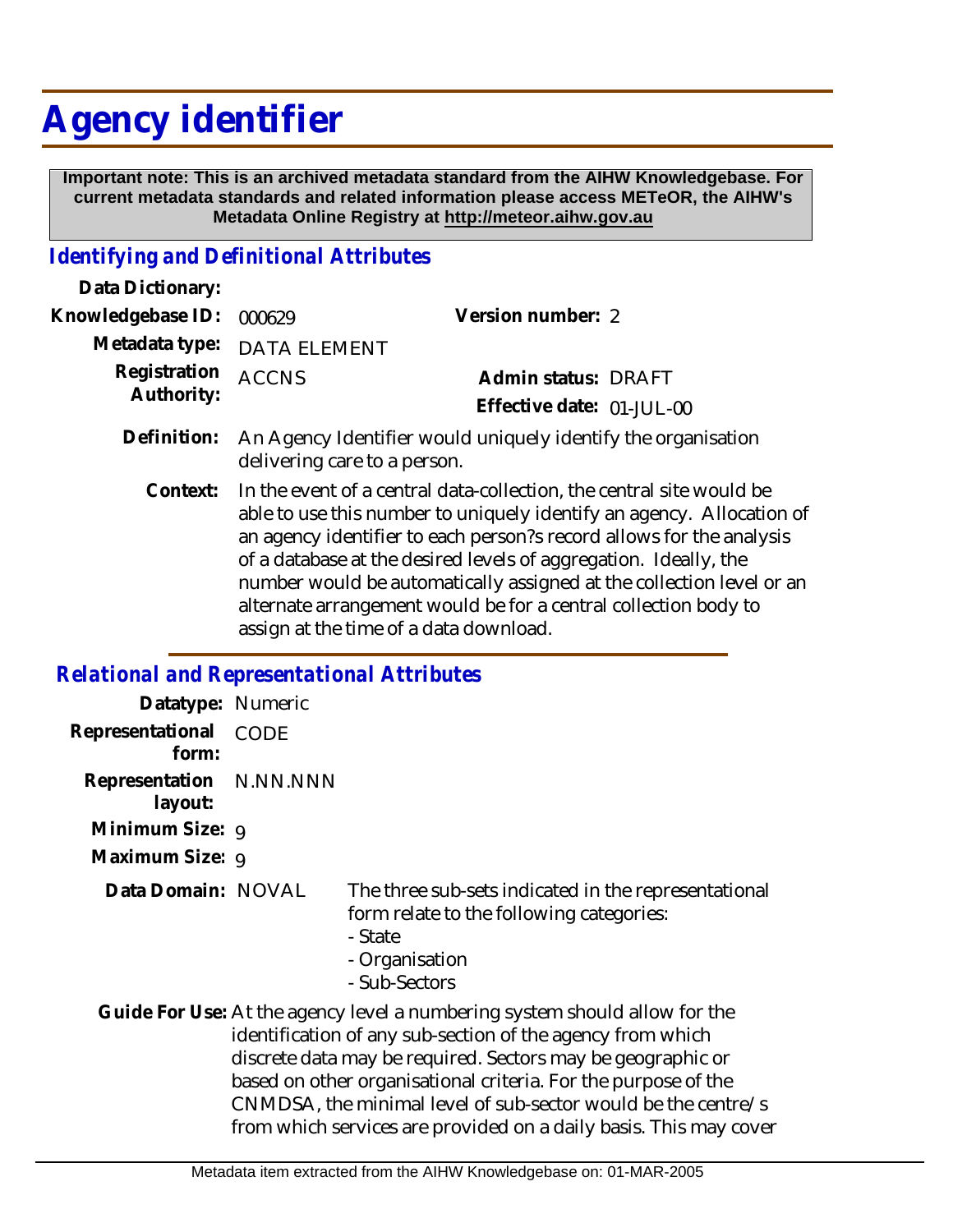# Agency identifier

**Important note: This is an archived metadata standard from the AIHW Knowledgebase. For current metadata standards and related information please access METeOR, the AIHW's Metadata Online Registry at http://meteor.aihw.gov.au**

## *Identifying and Definitional Attributes*

**Data Dictionary:**

**Knowledgebase ID:** 000629 **Version number:** 2

**Metadata type:** DATA ELEMENT

**Registration Authority:** ACCNS **Admin status:** DRAFT

**Effective date:** 01-JUL-00

**Definition:** An Agency Identifier would uniquely identify the organisation delivering care to a person.

**Context:** In the event of a central data-collection, the central site would be able to use this number to uniquely identify an agency. Allocation of an agency identifier to each person?s record allows for the analysis of a database at the desired levels of aggregation. Ideally, the number would be automatically assigned at the collection level or an alternate arrangement would be for a central collection body to assign at the time of a data download.

## *Relational and Representational Attributes*

**Datatype:** Numeric

**Representational form:** CODE

**Representation layout:** N.NN.NNN

**Minimum Size:** 9

**Maximum Size:** 9

**Data Domain:** NOVAL The three sub-sets indicated in the representational form relate to the following categories:
- State
- Organisation
- Sub-Sectors

**Guide For Use:** At the agency level a numbering system should allow for the identification of any sub-section of the agency from which discrete data may be required. Sectors may be geographic or based on other organisational criteria. For the purpose of the CNMDSA, the minimal level of sub-sector would be the centre/s from which services are provided on a daily basis. This may cover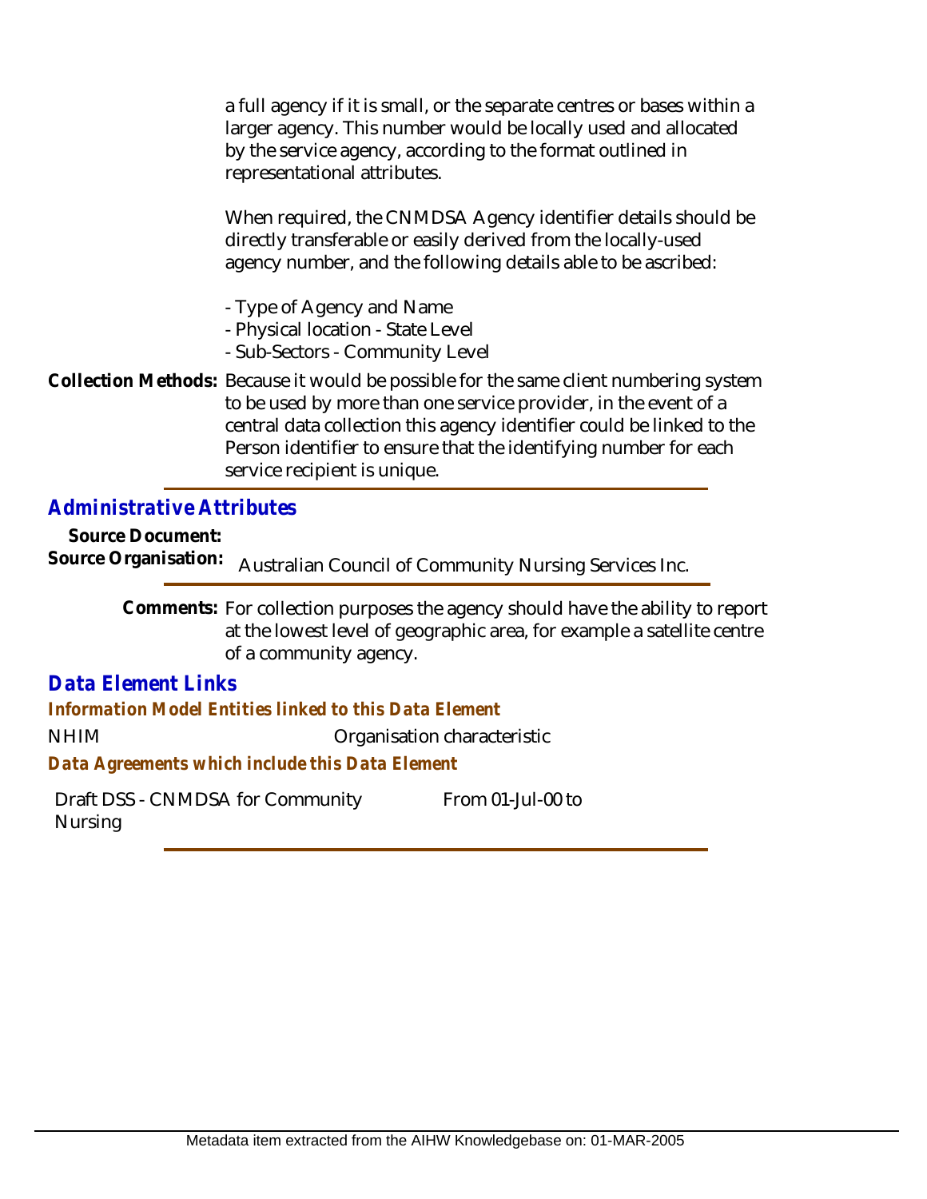a full agency if it is small, or the separate centres or bases within a larger agency. This number would be locally used and allocated by the service agency, according to the format outlined in representational attributes.

When required, the CNMDSA Agency identifier details should be directly transferable or easily derived from the locally-used agency number, and the following details able to be ascribed:

- Type of Agency and Name
- Physical location - State Level
- Sub-Sectors - Community Level

**Collection Methods:** Because it would be possible for the same client numbering system to be used by more than one service provider, in the event of a central data collection this agency identifier could be linked to the Person identifier to ensure that the identifying number for each service recipient is unique.

## Administrative Attributes

**Source Document:**

**Source Organisation:** Australian Council of Community Nursing Services Inc.

**Comments:** For collection purposes the agency should have the ability to report at the lowest level of geographic area, for example a satellite centre of a community agency.

## Data Element Links

### Information Model Entities linked to this Data Element

NHIM — Organisation characteristic

### Data Agreements which include this Data Element

Draft DSS - CNMDSA for Community Nursing — From 01-Jul-00 to